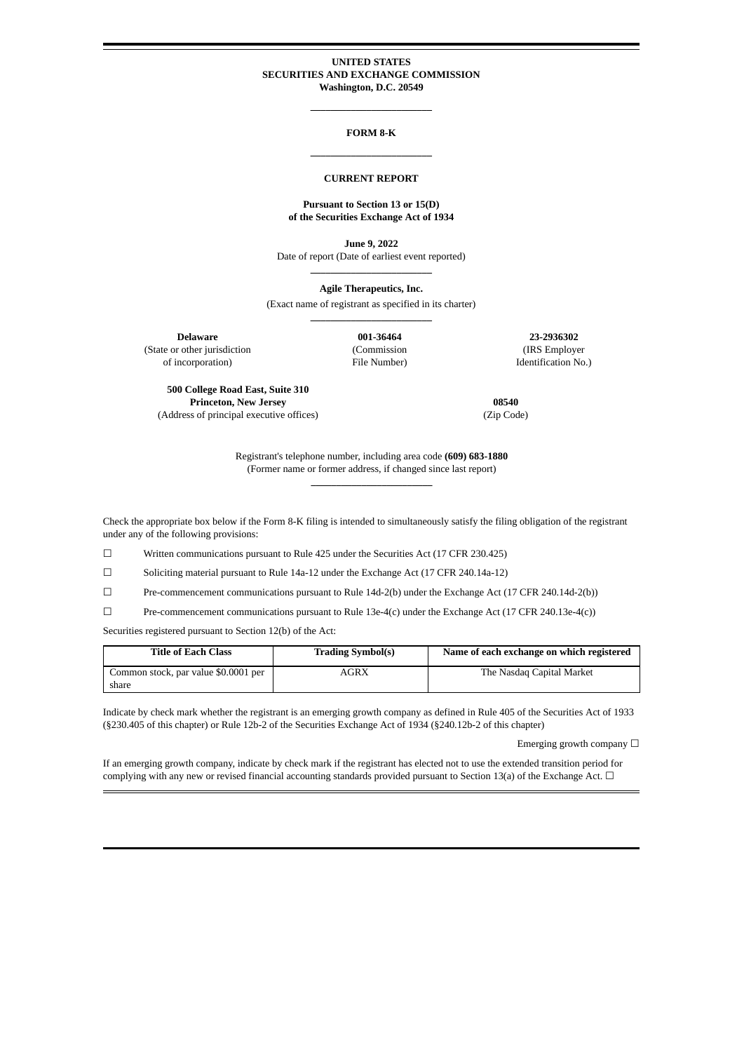**UNITED STATES**
**SECURITIES AND EXCHANGE COMMISSION**
**Washington, D.C. 20549**

---

# FORM 8-K

---

## CURRENT REPORT

**Pursuant to Section 13 or 15(D)**
**of the Securities Exchange Act of 1934**

**June 9, 2022**
Date of report (Date of earliest event reported)

---

**Agile Therapeutics, Inc.**
(Exact name of registrant as specified in its charter)

---

| **Delaware** | **001-36464** | **23-2936302** |
|---|---|---|
| (State or other jurisdiction of incorporation) | (Commission File Number) | (IRS Employer Identification No.) |

| **500 College Road East, Suite 310 Princeton, New Jersey** | **08540** |
|---|---|
| (Address of principal executive offices) | (Zip Code) |

Registrant's telephone number, including area code **(609) 683-1880**
(Former name or former address, if changed since last report)

---

Check the appropriate box below if the Form 8-K filing is intended to simultaneously satisfy the filing obligation of the registrant under any of the following provisions:

☐ Written communications pursuant to Rule 425 under the Securities Act (17 CFR 230.425)

☐ Soliciting material pursuant to Rule 14a-12 under the Exchange Act (17 CFR 240.14a-12)

☐ Pre-commencement communications pursuant to Rule 14d-2(b) under the Exchange Act (17 CFR 240.14d-2(b))

☐ Pre-commencement communications pursuant to Rule 13e-4(c) under the Exchange Act (17 CFR 240.13e-4(c))

Securities registered pursuant to Section 12(b) of the Act:

| Title of Each Class | Trading Symbol(s) | Name of each exchange on which registered |
|---|---|---|
| Common stock, par value $0.0001 per share | AGRX | The Nasdaq Capital Market |

Indicate by check mark whether the registrant is an emerging growth company as defined in Rule 405 of the Securities Act of 1933 (§230.405 of this chapter) or Rule 12b-2 of the Securities Exchange Act of 1934 (§240.12b-2 of this chapter)

Emerging growth company ☐

If an emerging growth company, indicate by check mark if the registrant has elected not to use the extended transition period for complying with any new or revised financial accounting standards provided pursuant to Section 13(a) of the Exchange Act. ☐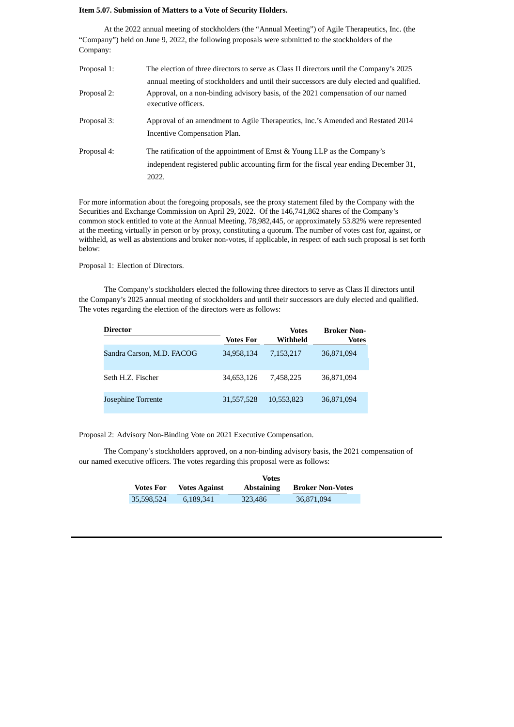**Item 5.07. Submission of Matters to a Vote of Security Holders.**

At the 2022 annual meeting of stockholders (the "Annual Meeting") of Agile Therapeutics, Inc. (the "Company") held on June 9, 2022, the following proposals were submitted to the stockholders of the Company:

| | |
|---|---|
| Proposal 1: | The election of three directors to serve as Class II directors until the Company's 2025 annual meeting of stockholders and until their successors are duly elected and qualified. |
| Proposal 2: | Approval, on a non-binding advisory basis, of the 2021 compensation of our named executive officers. |
| Proposal 3: | Approval of an amendment to Agile Therapeutics, Inc.'s Amended and Restated 2014 Incentive Compensation Plan. |
| Proposal 4: | The ratification of the appointment of Ernst & Young LLP as the Company's independent registered public accounting firm for the fiscal year ending December 31, 2022. |

For more information about the foregoing proposals, see the proxy statement filed by the Company with the Securities and Exchange Commission on April 29, 2022. Of the 146,741,862 shares of the Company's common stock entitled to vote at the Annual Meeting, 78,982,445, or approximately 53.82% were represented at the meeting virtually in person or by proxy, constituting a quorum. The number of votes cast for, against, or withheld, as well as abstentions and broker non-votes, if applicable, in respect of each such proposal is set forth below:

Proposal 1: Election of Directors.

The Company's stockholders elected the following three directors to serve as Class II directors until the Company's 2025 annual meeting of stockholders and until their successors are duly elected and qualified. The votes regarding the election of the directors were as follows:

| Director | Votes For | Votes Withheld | Broker Non-Votes |
|---|---|---|---|
| Sandra Carson, M.D. FACOG | 34,958,134 | 7,153,217 | 36,871,094 |
| Seth H.Z. Fischer | 34,653,126 | 7,458,225 | 36,871,094 |
| Josephine Torrente | 31,557,528 | 10,553,823 | 36,871,094 |

Proposal 2: Advisory Non-Binding Vote on 2021 Executive Compensation.

The Company's stockholders approved, on a non-binding advisory basis, the 2021 compensation of our named executive officers. The votes regarding this proposal were as follows:

| Votes For | Votes Against | Votes Abstaining | Broker Non-Votes |
|---|---|---|---|
| 35,598,524 | 6,189,341 | 323,486 | 36,871,094 |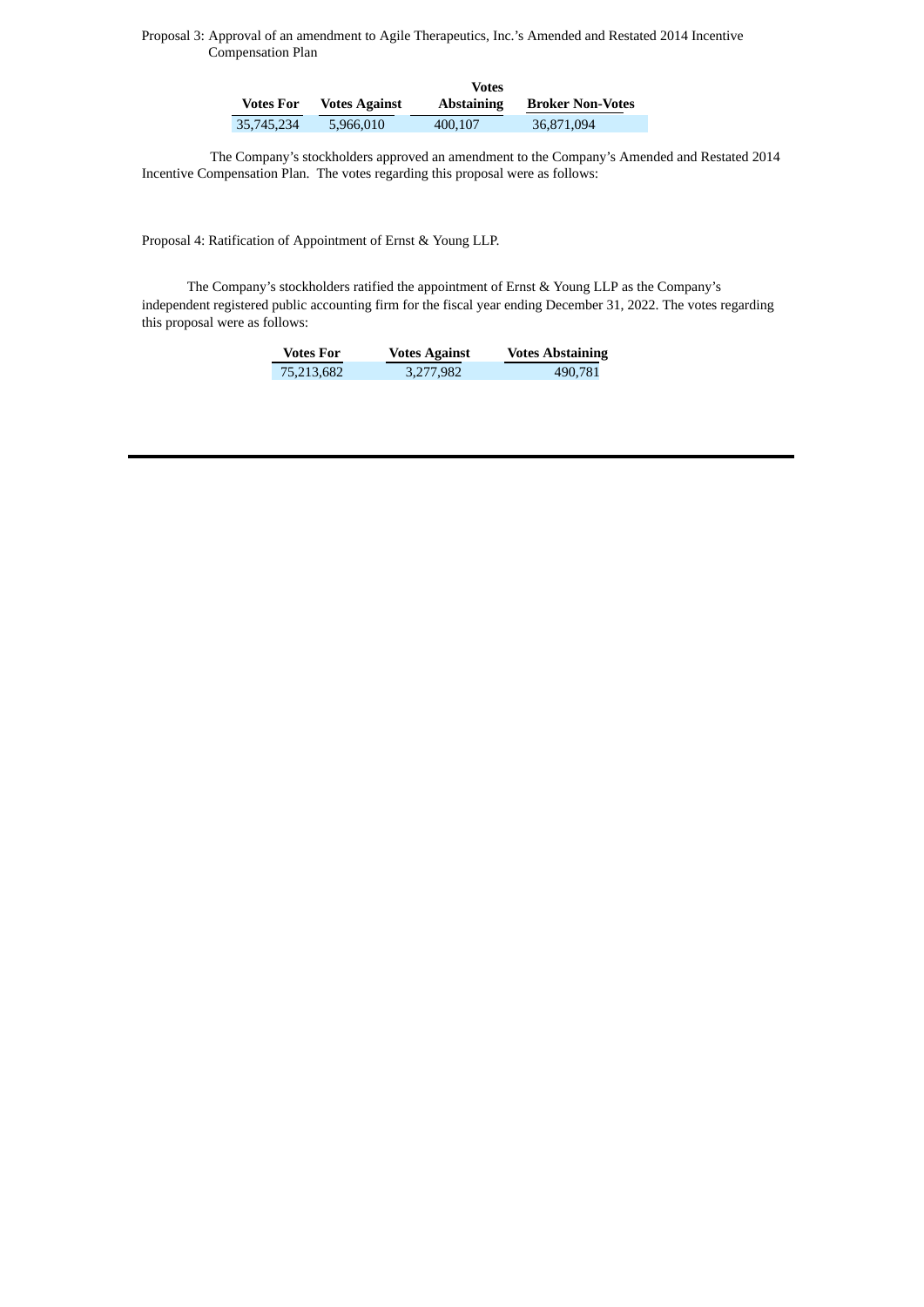Proposal 3: Approval of an amendment to Agile Therapeutics, Inc.'s Amended and Restated 2014 Incentive Compensation Plan

| Votes For | Votes Against | Votes Abstaining | Broker Non-Votes |
|---|---|---|---|
| 35,745,234 | 5,966,010 | 400,107 | 36,871,094 |

The Company's stockholders approved an amendment to the Company's Amended and Restated 2014 Incentive Compensation Plan. The votes regarding this proposal were as follows:

Proposal 4: Ratification of Appointment of Ernst & Young LLP.

The Company's stockholders ratified the appointment of Ernst & Young LLP as the Company's independent registered public accounting firm for the fiscal year ending December 31, 2022. The votes regarding this proposal were as follows:

| Votes For | Votes Against | Votes Abstaining |
|---|---|---|
| 75,213,682 | 3,277,982 | 490,781 |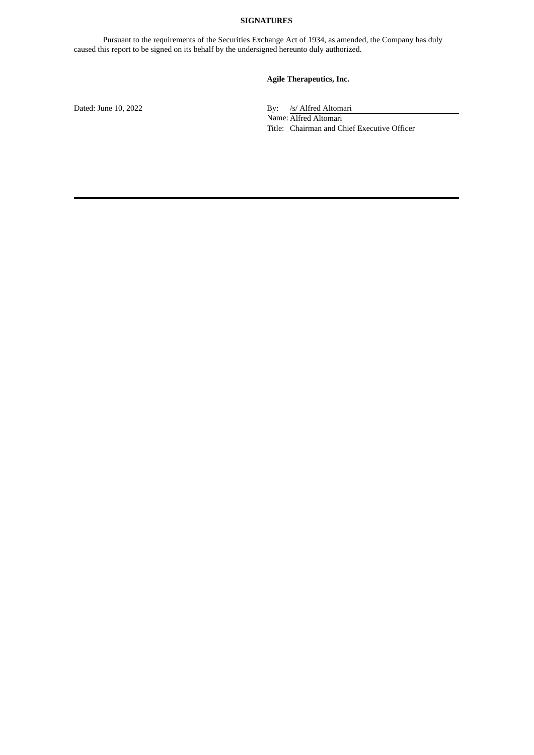**SIGNATURES**

Pursuant to the requirements of the Securities Exchange Act of 1934, as amended, the Company has duly caused this report to be signed on its behalf by the undersigned hereunto duly authorized.

**Agile Therapeutics, Inc.**

| | |
|---|---|
| Dated: June 10, 2022 | By: /s/ Alfred Altomari |
| | Name: Alfred Altomari |
| | Title: Chairman and Chief Executive Officer |